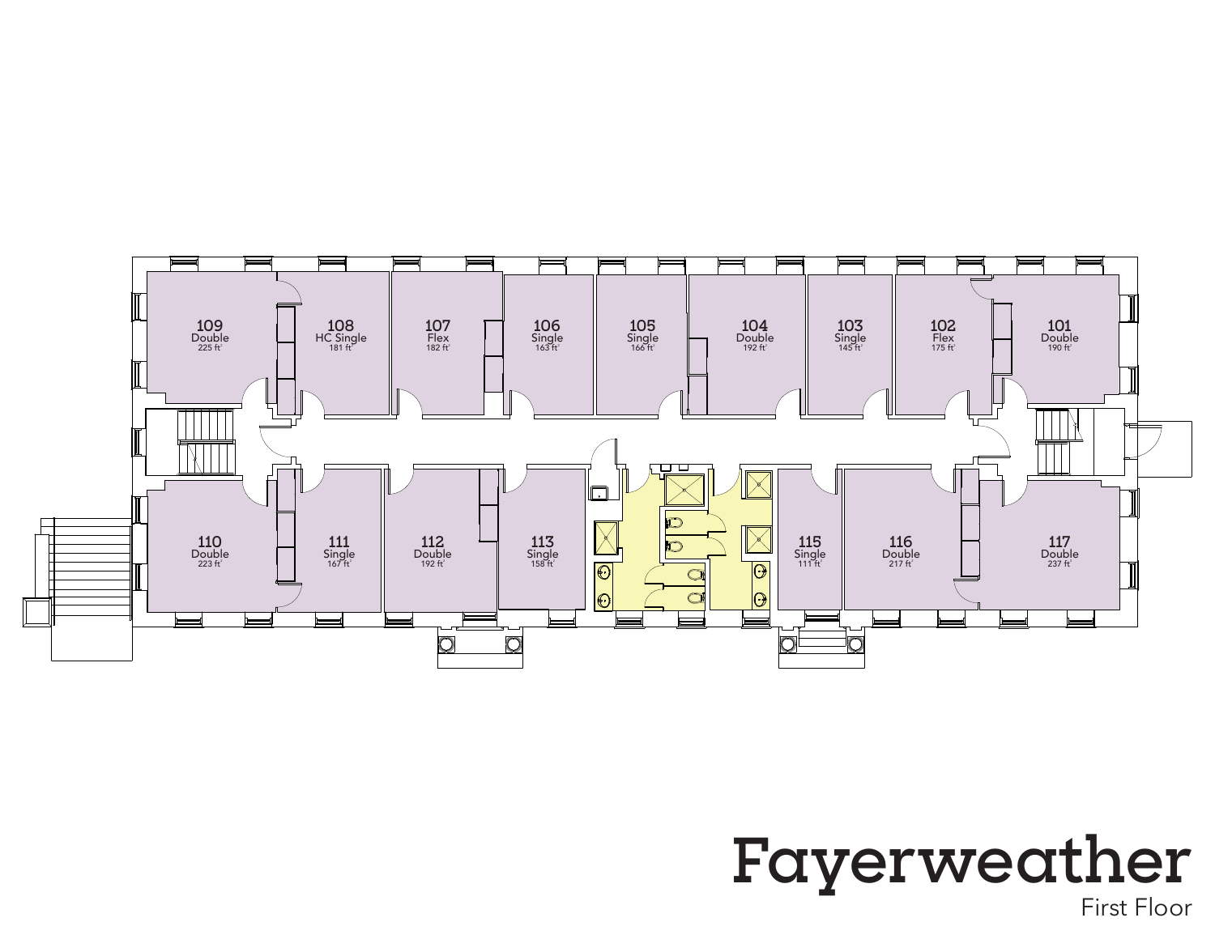# Fayerweather

First Floor

| Room | Type | Size |
| --- | --- | --- |
| 109 | Double | 225 ft² |
| 108 | HC Single | 181 ft² |
| 107 | Flex | 182 ft² |
| 106 | Single | 163 ft² |
| 105 | Single | 166 ft² |
| 104 | Double | 192 ft² |
| 103 | Single | 145 ft² |
| 102 | Flex | 175 ft² |
| 101 | Double | 190 ft² |
| 110 | Double | 223 ft² |
| 111 | Single | 167 ft² |
| 112 | Double | 192 ft² |
| 113 | Single | 158 ft² |
| 115 | Single | 111 ft² |
| 116 | Double | 217 ft² |
| 117 | Double | 237 ft² |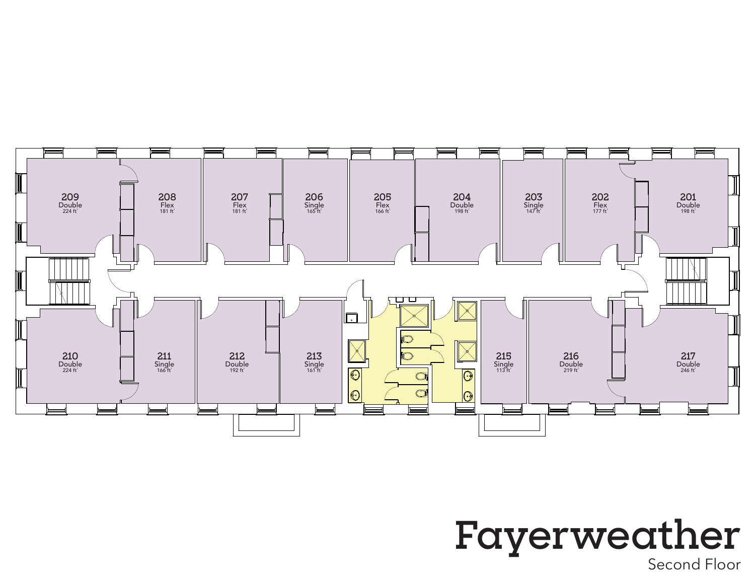# Fayerweather

## Second Floor

| Room | Type | Size |
|---|---|---|
| 209 | Double | 224 ft² |
| 208 | Flex | 181 ft² |
| 207 | Flex | 181 ft² |
| 206 | Single | 165 ft² |
| 205 | Flex | 166 ft² |
| 204 | Double | 198 ft² |
| 203 | Single | 147 ft² |
| 202 | Flex | 177 ft² |
| 201 | Double | 198 ft² |
| 210 | Double | 224 ft² |
| 211 | Single | 166 ft² |
| 212 | Double | 192 ft² |
| 213 | Single | 161 ft² |
| 215 | Single | 113 ft² |
| 216 | Double | 219 ft² |
| 217 | Double | 246 ft² |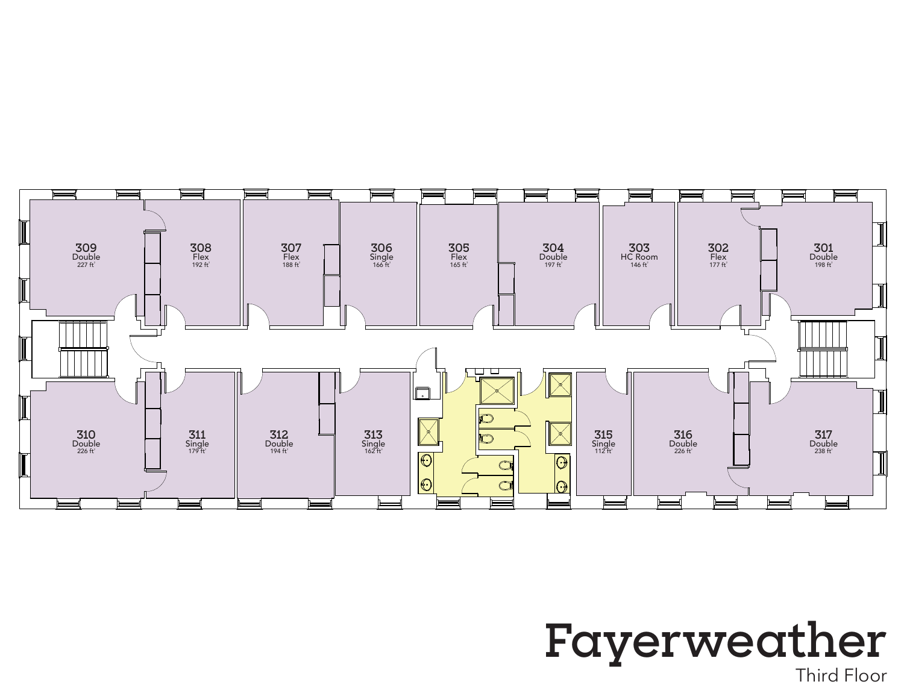309
Double
227 ft²

308
Flex
192 ft²

307
Flex
188 ft²

306
Single
166 ft²

305
Flex
165 ft²

304
Double
197 ft²

303
HC Room
146 ft²

302
Flex
177 ft²

301
Double
198 ft²

310
Double
226 ft²

311
Single
179 ft²

312
Double
194 ft²

313
Single
162 ft²

315
Single
112 ft²

316
Double
226 ft²

317
Double
238 ft²

# Fayerweather

Third Floor